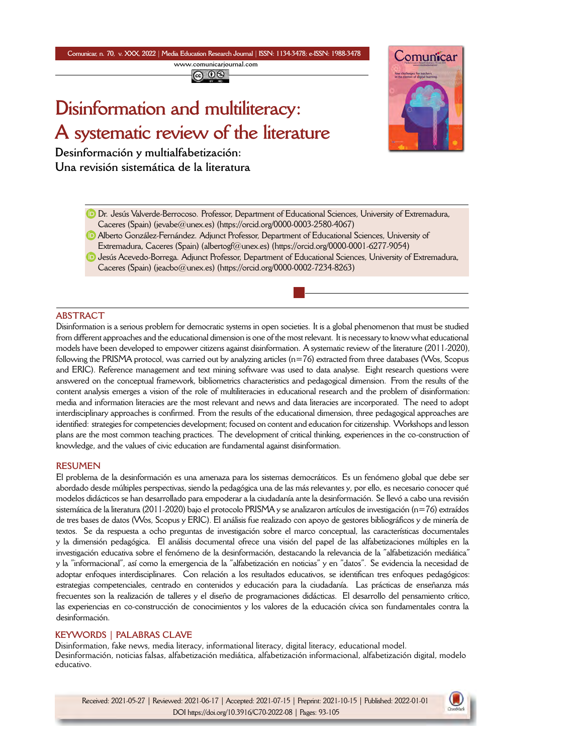# Disinformation and multiliteracy: A systematic review of the literature

## Desinformación y multialfabetización: Una revisión sistemática de la literatura

Dr. Jesús Valverde-Berrocoso. Professor, Department of Educational Sciences, University of Extremadura, Caceres (Spain) (jevabe@unex.es) (https://orcid.org/0000-0003-2580-4067)

Alberto González-Fernández. Adjunct Professor, Department of Educational Sciences, University of Extremadura, Caceres (Spain) (albertogf@unex.es) (https://orcid.org/0000-0001-6277-9054)

Jesús Acevedo-Borrega. Adjunct Professor, Department of Educational Sciences, University of Extremadura, Caceres (Spain) (jeacbo@unex.es) (https://orcid.org/0000-0002-7234-8263)

## ABSTRACT

Disinformation is a serious problem for democratic systems in open societies. It is a global phenomenon that must be studied from different approaches and the educational dimension is one of the most relevant. It is necessary to know what educational models have been developed to empower citizens against disinformation. A systematic review of the literature (2011-2020), following the PRISMA protocol, was carried out by analyzing articles (n=76) extracted from three databases (Wos, Scopus and ERIC). Reference management and text mining software was used to data analyse. Eight research questions were answered on the conceptual framework, bibliometrics characteristics and pedagogical dimension. From the results of the content analysis emerges a vision of the role of multiliteracies in educational research and the problem of disinformation: media and information literacies are the most relevant and news and data literacies are incorporated. The need to adopt interdisciplinary approaches is confirmed. From the results of the educational dimension, three pedagogical approaches are identified: strategies for competencies development; focused on content and education for citizenship. Workshops and lesson plans are the most common teaching practices. The development of critical thinking, experiences in the co-construction of knowledge, and the values of civic education are fundamental against disinformation.

## RESUMEN

El problema de la desinformación es una amenaza para los sistemas democráticos. Es un fenómeno global que debe ser abordado desde múltiples perspectivas, siendo la pedagógica una de las más relevantes y, por ello, es necesario conocer qué modelos didácticos se han desarrollado para empoderar a la ciudadanía ante la desinformación. Se llevó a cabo una revisión sistemática de la literatura (2011-2020) bajo el protocolo PRISMA y se analizaron artículos de investigación (n=76) extraídos de tres bases de datos (Wos, Scopus y ERIC). El análisis fue realizado con apoyo de gestores bibliográficos y de minería de textos. Se da respuesta a ocho preguntas de investigación sobre el marco conceptual, las características documentales y la dimensión pedagógica. El análisis documental ofrece una visión del papel de las alfabetizaciones múltiples en la investigación educativa sobre el fenómeno de la desinformación, destacando la relevancia de la "alfabetización mediática" y la "informacional", así como la emergencia de la "alfabetización en noticias" y en "datos". Se evidencia la necesidad de adoptar enfoques interdisciplinares. Con relación a los resultados educativos, se identifican tres enfoques pedagógicos: estrategias competenciales, centrado en contenidos y educación para la ciudadanía. Las prácticas de enseñanza más frecuentes son la realización de talleres y el diseño de programaciones didácticas. El desarrollo del pensamiento crítico, las experiencias en co-construcción de conocimientos y los valores de la educación cívica son fundamentales contra la desinformación.

## KEYWORDS | PALABRAS CLAVE

Disinformation, fake news, media literacy, informational literacy, digital literacy, educational model.
Desinformación, noticias falsas, alfabetización mediática, alfabetización informacional, alfabetización digital, modelo educativo.

Received: 2021-05-27 | Reviewed: 2021-06-17 | Accepted: 2021-07-15 | Preprint: 2021-10-15 | Published: 2022-01-01
DOI https://doi.org/10.3916/C70-2022-08 | Pages: 93-105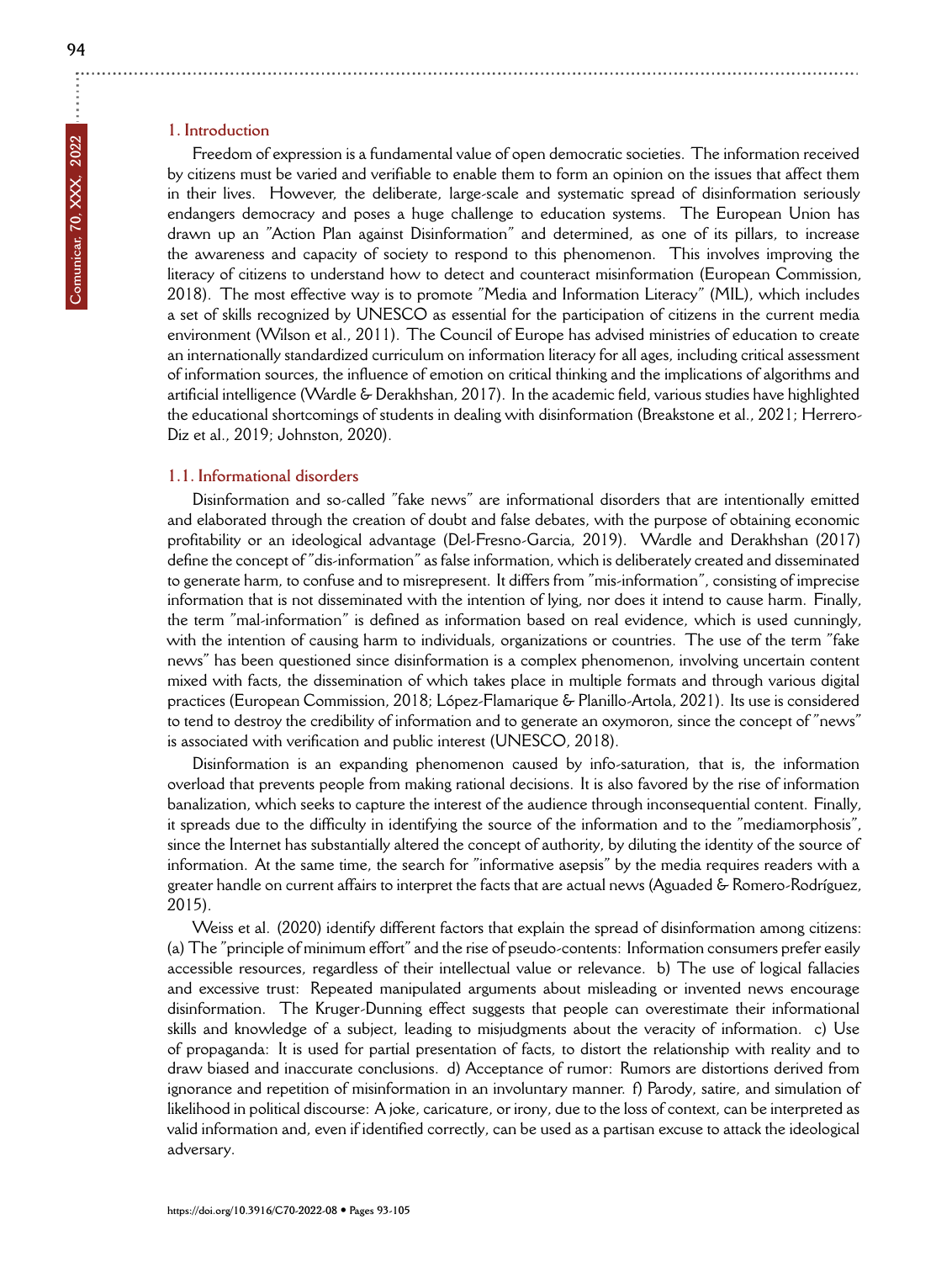## 1. Introduction

Freedom of expression is a fundamental value of open democratic societies. The information received by citizens must be varied and verifiable to enable them to form an opinion on the issues that affect them in their lives. However, the deliberate, large-scale and systematic spread of disinformation seriously endangers democracy and poses a huge challenge to education systems. The European Union has drawn up an "Action Plan against Disinformation" and determined, as one of its pillars, to increase the awareness and capacity of society to respond to this phenomenon. This involves improving the literacy of citizens to understand how to detect and counteract misinformation (European Commission, 2018). The most effective way is to promote "Media and Information Literacy" (MIL), which includes a set of skills recognized by UNESCO as essential for the participation of citizens in the current media environment (Wilson et al., 2011). The Council of Europe has advised ministries of education to create an internationally standardized curriculum on information literacy for all ages, including critical assessment of information sources, the influence of emotion on critical thinking and the implications of algorithms and artificial intelligence (Wardle & Derakhshan, 2017). In the academic field, various studies have highlighted the educational shortcomings of students in dealing with disinformation (Breakstone et al., 2021; Herrero-Diz et al., 2019; Johnston, 2020).

### 1.1. Informational disorders

Disinformation and so-called "fake news" are informational disorders that are intentionally emitted and elaborated through the creation of doubt and false debates, with the purpose of obtaining economic profitability or an ideological advantage (Del-Fresno-Garcia, 2019). Wardle and Derakhshan (2017) define the concept of "dis-information" as false information, which is deliberately created and disseminated to generate harm, to confuse and to misrepresent. It differs from "mis-information", consisting of imprecise information that is not disseminated with the intention of lying, nor does it intend to cause harm. Finally, the term "mal-information" is defined as information based on real evidence, which is used cunningly, with the intention of causing harm to individuals, organizations or countries. The use of the term "fake news" has been questioned since disinformation is a complex phenomenon, involving uncertain content mixed with facts, the dissemination of which takes place in multiple formats and through various digital practices (European Commission, 2018; López-Flamarique & Planillo-Artola, 2021). Its use is considered to tend to destroy the credibility of information and to generate an oxymoron, since the concept of "news" is associated with verification and public interest (UNESCO, 2018).

Disinformation is an expanding phenomenon caused by info-saturation, that is, the information overload that prevents people from making rational decisions. It is also favored by the rise of information banalization, which seeks to capture the interest of the audience through inconsequential content. Finally, it spreads due to the difficulty in identifying the source of the information and to the "mediamorphosis", since the Internet has substantially altered the concept of authority, by diluting the identity of the source of information. At the same time, the search for "informative asepsis" by the media requires readers with a greater handle on current affairs to interpret the facts that are actual news (Aguaded & Romero-Rodríguez, 2015).

Weiss et al. (2020) identify different factors that explain the spread of disinformation among citizens: (a) The "principle of minimum effort" and the rise of pseudo-contents: Information consumers prefer easily accessible resources, regardless of their intellectual value or relevance. b) The use of logical fallacies and excessive trust: Repeated manipulated arguments about misleading or invented news encourage disinformation. The Kruger-Dunning effect suggests that people can overestimate their informational skills and knowledge of a subject, leading to misjudgments about the veracity of information. c) Use of propaganda: It is used for partial presentation of facts, to distort the relationship with reality and to draw biased and inaccurate conclusions. d) Acceptance of rumor: Rumors are distortions derived from ignorance and repetition of misinformation in an involuntary manner. f) Parody, satire, and simulation of likelihood in political discourse: A joke, caricature, or irony, due to the loss of context, can be interpreted as valid information and, even if identified correctly, can be used as a partisan excuse to attack the ideological adversary.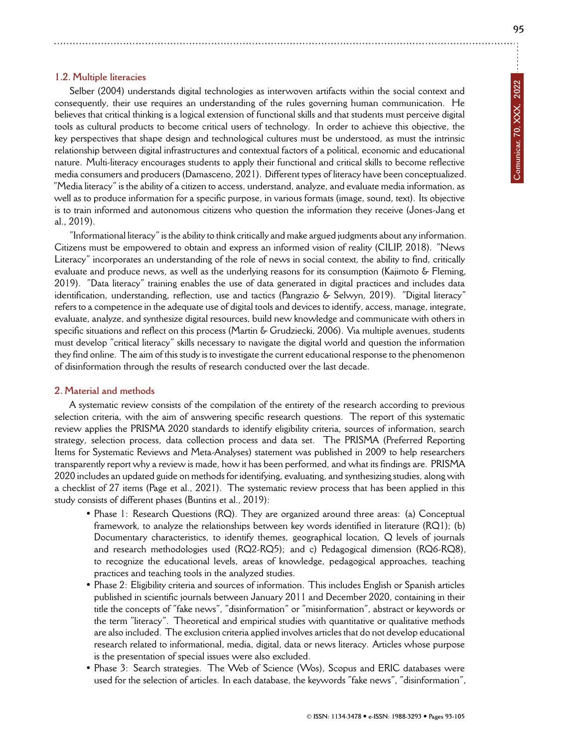## 1.2. Multiple literacies

Selber (2004) understands digital technologies as interwoven artifacts within the social context and consequently, their use requires an understanding of the rules governing human communication. He believes that critical thinking is a logical extension of functional skills and that students must perceive digital tools as cultural products to become critical users of technology. In order to achieve this objective, the key perspectives that shape design and technological cultures must be understood, as must the intrinsic relationship between digital infrastructures and contextual factors of a political, economic and educational nature. Multi-literacy encourages students to apply their functional and critical skills to become reflective media consumers and producers (Damasceno, 2021). Different types of literacy have been conceptualized. "Media literacy" is the ability of a citizen to access, understand, analyze, and evaluate media information, as well as to produce information for a specific purpose, in various formats (image, sound, text). Its objective is to train informed and autonomous citizens who question the information they receive (Jones-Jang et al., 2019).

"Informational literacy" is the ability to think critically and make argued judgments about any information. Citizens must be empowered to obtain and express an informed vision of reality (CILIP, 2018). "News Literacy" incorporates an understanding of the role of news in social context, the ability to find, critically evaluate and produce news, as well as the underlying reasons for its consumption (Kajimoto & Fleming, 2019). "Data literacy" training enables the use of data generated in digital practices and includes data identification, understanding, reflection, use and tactics (Pangrazio & Selwyn, 2019). "Digital literacy" refers to a competence in the adequate use of digital tools and devices to identify, access, manage, integrate, evaluate, analyze, and synthesize digital resources, build new knowledge and communicate with others in specific situations and reflect on this process (Martin & Grudziecki, 2006). Via multiple avenues, students must develop "critical literacy" skills necessary to navigate the digital world and question the information they find online. The aim of this study is to investigate the current educational response to the phenomenon of disinformation through the results of research conducted over the last decade.

## 2. Material and methods

A systematic review consists of the compilation of the entirety of the research according to previous selection criteria, with the aim of answering specific research questions. The report of this systematic review applies the PRISMA 2020 standards to identify eligibility criteria, sources of information, search strategy, selection process, data collection process and data set. The PRISMA (Preferred Reporting Items for Systematic Reviews and Meta-Analyses) statement was published in 2009 to help researchers transparently report why a review is made, how it has been performed, and what its findings are. PRISMA 2020 includes an updated guide on methods for identifying, evaluating, and synthesizing studies, along with a checklist of 27 items (Page et al., 2021). The systematic review process that has been applied in this study consists of different phases (Buntins et al., 2019):

- Phase 1: Research Questions (RQ). They are organized around three areas: (a) Conceptual framework, to analyze the relationships between key words identified in literature (RQ1); (b) Documentary characteristics, to identify themes, geographical location, Q levels of journals and research methodologies used (RQ2-RQ5); and c) Pedagogical dimension (RQ6-RQ8), to recognize the educational levels, areas of knowledge, pedagogical approaches, teaching practices and teaching tools in the analyzed studies.
- Phase 2: Eligibility criteria and sources of information. This includes English or Spanish articles published in scientific journals between January 2011 and December 2020, containing in their title the concepts of "fake news", "disinformation" or "misinformation", abstract or keywords or the term "literacy". Theoretical and empirical studies with quantitative or qualitative methods are also included. The exclusion criteria applied involves articles that do not develop educational research related to informational, media, digital, data or news literacy. Articles whose purpose is the presentation of special issues were also excluded.
- Phase 3: Search strategies. The Web of Science (Wos), Scopus and ERIC databases were used for the selection of articles. In each database, the keywords "fake news", "disinformation",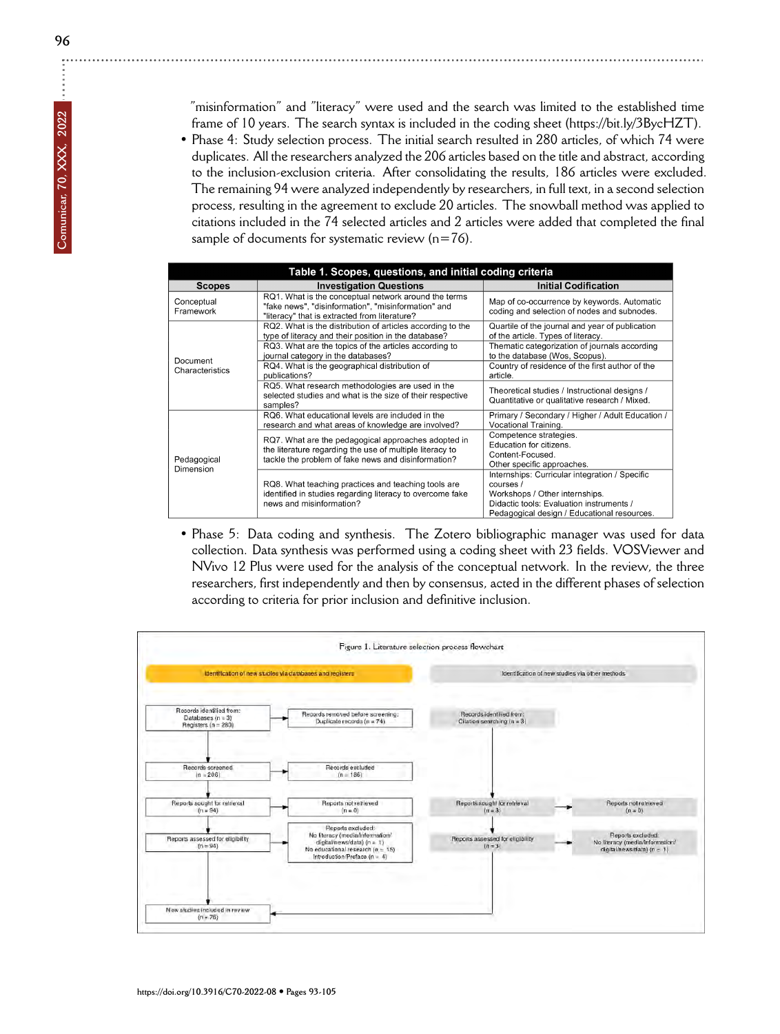"misinformation" and "literacy" were used and the search was limited to the established time frame of 10 years. The search syntax is included in the coding sheet (https://bit.ly/3BycHZT).

- Phase 4: Study selection process. The initial search resulted in 280 articles, of which 74 were duplicates. All the researchers analyzed the 206 articles based on the title and abstract, according to the inclusion-exclusion criteria. After consolidating the results, 186 articles were excluded. The remaining 94 were analyzed independently by researchers, in full text, in a second selection process, resulting in the agreement to exclude 20 articles. The snowball method was applied to citations included in the 74 selected articles and 2 articles were added that completed the final sample of documents for systematic review (n=76).

**Table 1. Scopes, questions, and initial coding criteria**

| Scopes | Investigation Questions | Initial Codification |
|---|---|---|
| Conceptual Framework | RQ1. What is the conceptual network around the terms "fake news", "disinformation", "misinformation" and "literacy" that is extracted from literature? | Map of co-occurrence by keywords. Automatic coding and selection of nodes and subnodes. |
| Document Characteristics | RQ2. What is the distribution of articles according to the type of literacy and their position in the database? | Quartile of the journal and year of publication of the article. Types of literacy. |
| | RQ3. What are the topics of the articles according to journal category in the databases? | Thematic categorization of journals according to the database (Wos, Scopus). |
| | RQ4. What is the geographical distribution of publications? | Country of residence of the first author of the article. |
| | RQ5. What research methodologies are used in the selected studies and what is the size of their respective samples? | Theoretical studies / Instructional designs / Quantitative or qualitative research / Mixed. |
| Pedagogical Dimension | RQ6. What educational levels are included in the research and what areas of knowledge are involved? | Primary / Secondary / Higher / Adult Education / Vocational Training. |
| | RQ7. What are the pedagogical approaches adopted in the literature regarding the use of multiple literacy to tackle the problem of fake news and disinformation? | Competence strategies. Education for citizens. Content-Focused. Other specific approaches. |
| | RQ8. What teaching practices and teaching tools are identified in studies regarding literacy to overcome fake news and misinformation? | Internships: Curricular integration / Specific courses / Workshops / Other internships. Didactic tools: Evaluation instruments / Pedagogical design / Educational resources. |

- Phase 5: Data coding and synthesis. The Zotero bibliographic manager was used for data collection. Data synthesis was performed using a coding sheet with 23 fields. VOSViewer and NVivo 12 Plus were used for the analysis of the conceptual network. In the review, the three researchers, first independently and then by consensus, acted in the different phases of selection according to criteria for prior inclusion and definitive inclusion.

Figure 1. Literature selection process flowchart

Identification of new studies via databases and registers

Identification of new studies via other methods

Records identified from: Databases (n = 3) Registers (n = 280)

Records removed before screening: Duplicate records (n = 74)

Records identified from: Citation searching (n = 3)

Records screened (n = 206)

Records excluded (n = 186)

Reports sought for retrieval (n = 94)

Reports not retrieved (n = 0)

Reports sought for retrieval (n = 3)

Reports not retrieved (n = 0)

Reports assessed for eligibility (n = 94)

Reports excluded: No literacy (media/information/ digital/news/data) (n = 1) No educational research (n = 15) Introduction/Preface (n = 4)

Reports assessed for eligibility (n = 3)

Reports excluded: No literacy (media/information/ digital/news/data) (n = 1)

New studies included in review (n = 76)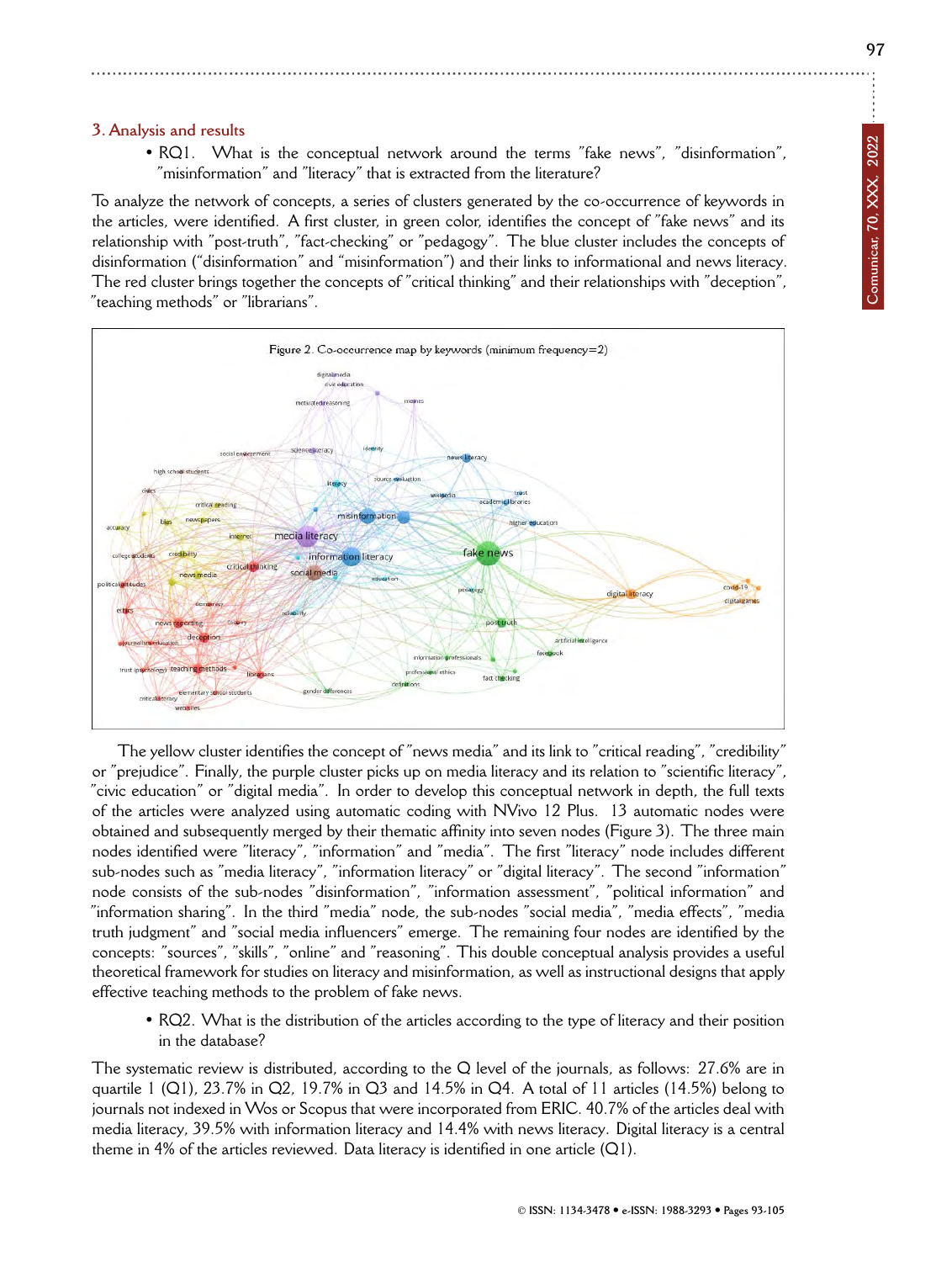## 3. Analysis and results

- RQ1. What is the conceptual network around the terms "fake news", "disinformation", "misinformation" and "literacy" that is extracted from the literature?

To analyze the network of concepts, a series of clusters generated by the co-occurrence of keywords in the articles, were identified. A first cluster, in green color, identifies the concept of "fake news" and its relationship with "post-truth", "fact-checking" or "pedagogy". The blue cluster includes the concepts of disinformation ("disinformation" and "misinformation") and their links to informational and news literacy. The red cluster brings together the concepts of "critical thinking" and their relationships with "deception", "teaching methods" or "librarians".

Figure 2. Co-occurrence map by keywords (minimum frequency=2)

digital media
civic education
motivated reasoning
memes
social environment
science literacy
identity
news literacy
high school students
literacy
source evaluation
civics
critical reading
wikipedia
trust
academic libraries
bias
newspapers
misinformation
higher education
accuracy
internet
media literacy
college students
credibility
information literacy
fake news
critical thinking
news media
social media
political attitudes
education
pedagogy
digital literacy
covid-19
democracy
digital games
ethics
reliability
news reporting
history
post truth
deception
journalism education
artificial intelligence
facebook
information professionals
trust (psychology)
teaching methods
librarians
professional ethics
fact checking
definitions
elementary school students
gender differences
critical literacy
websites

The yellow cluster identifies the concept of "news media" and its link to "critical reading", "credibility" or "prejudice". Finally, the purple cluster picks up on media literacy and its relation to "scientific literacy", "civic education" or "digital media". In order to develop this conceptual network in depth, the full texts of the articles were analyzed using automatic coding with NVivo 12 Plus. 13 automatic nodes were obtained and subsequently merged by their thematic affinity into seven nodes (Figure 3). The three main nodes identified were "literacy", "information" and "media". The first "literacy" node includes different sub-nodes such as "media literacy", "information literacy" or "digital literacy". The second "information" node consists of the sub-nodes "disinformation", "information assessment", "political information" and "information sharing". In the third "media" node, the sub-nodes "social media", "media effects", "media truth judgment" and "social media influencers" emerge. The remaining four nodes are identified by the concepts: "sources", "skills", "online" and "reasoning". This double conceptual analysis provides a useful theoretical framework for studies on literacy and misinformation, as well as instructional designs that apply effective teaching methods to the problem of fake news.

- RQ2. What is the distribution of the articles according to the type of literacy and their position in the database?

The systematic review is distributed, according to the Q level of the journals, as follows: 27.6% are in quartile 1 (Q1), 23.7% in Q2, 19.7% in Q3 and 14.5% in Q4. A total of 11 articles (14.5%) belong to journals not indexed in Wos or Scopus that were incorporated from ERIC. 40.7% of the articles deal with media literacy, 39.5% with information literacy and 14.4% with news literacy. Digital literacy is a central theme in 4% of the articles reviewed. Data literacy is identified in one article (Q1).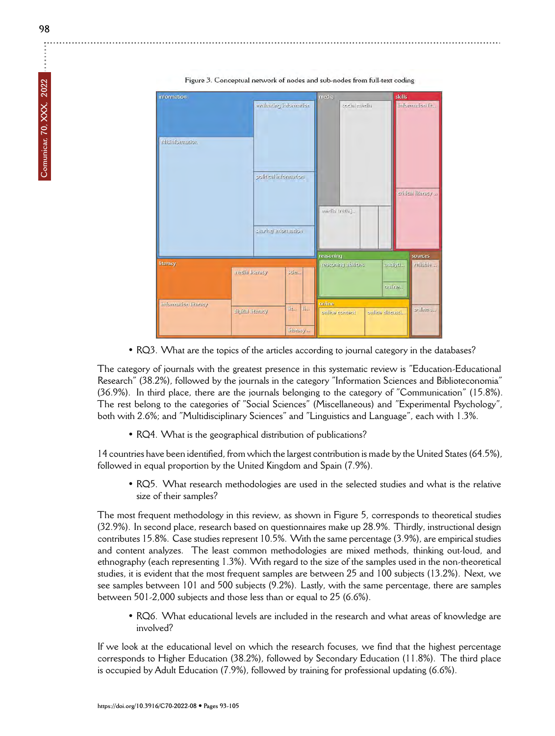Figure 3. Conceptual network of nodes and sub-nodes from full-text coding

information
evaluating information
Misinformation
political information
sharing information
media
social media
media truth j...
skills
information lit...
critical literacy ...
literacy
media literacy
scie...
information literacy
digital literacy
lit...
li...
literacy ...
reasoning
reasoning abilities
analyti...
online...
sources
reliable ...
online
online content
online discussi...
online s...

- RQ3. What are the topics of the articles according to journal category in the databases?

The category of journals with the greatest presence in this systematic review is "Education-Educational Research" (38.2%), followed by the journals in the category "Information Sciences and Biblioteconomia" (36.9%). In third place, there are the journals belonging to the category of "Communication" (15.8%). The rest belong to the categories of "Social Sciences" (Miscellaneous) and "Experimental Psychology", both with 2.6%; and "Multidisciplinary Sciences" and "Linguistics and Language", each with 1.3%.

- RQ4. What is the geographical distribution of publications?

14 countries have been identified, from which the largest contribution is made by the United States (64.5%), followed in equal proportion by the United Kingdom and Spain (7.9%).

- RQ5. What research methodologies are used in the selected studies and what is the relative size of their samples?

The most frequent methodology in this review, as shown in Figure 5, corresponds to theoretical studies (32.9%). In second place, research based on questionnaires make up 28.9%. Thirdly, instructional design contributes 15.8%. Case studies represent 10.5%. With the same percentage (3.9%), are empirical studies and content analyzes. The least common methodologies are mixed methods, thinking out-loud, and ethnography (each representing 1.3%). With regard to the size of the samples used in the non-theoretical studies, it is evident that the most frequent samples are between 25 and 100 subjects (13.2%). Next, we see samples between 101 and 500 subjects (9.2%). Lastly, with the same percentage, there are samples between 501-2,000 subjects and those less than or equal to 25 (6.6%).

- RQ6. What educational levels are included in the research and what areas of knowledge are involved?

If we look at the educational level on which the research focuses, we find that the highest percentage corresponds to Higher Education (38.2%), followed by Secondary Education (11.8%). The third place is occupied by Adult Education (7.9%), followed by training for professional updating (6.6%).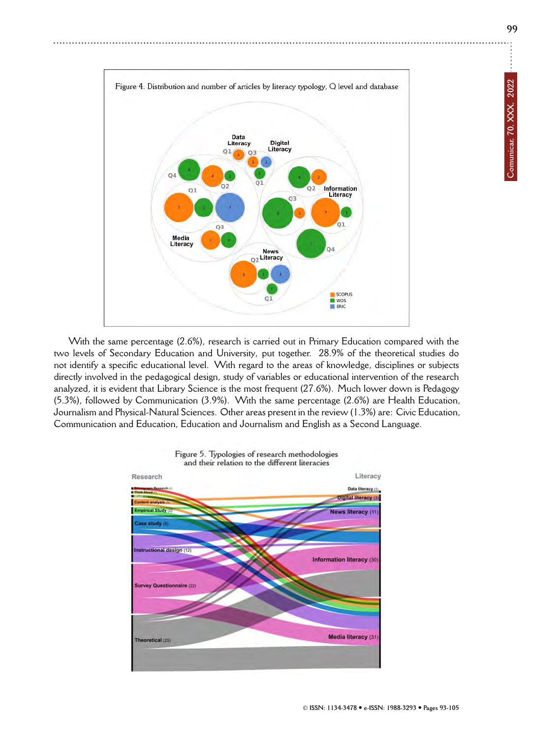Figure 4. Distribution and number of articles by literacy typology, Q level and database

Data Literacy
Digital Literacy
Q1
Q3
1
1
1
Q4
4
4
1
1
Q1
Q2
Q1
4
2
Q2
Information Literacy
Q3
7
3
7
8
1
7
1
Q1
Q3
Media Literacy
3
2
7
Q4
News Literacy
Q2
6
1
3
1
Q1
SCOPUS
WOS
ERIC

With the same percentage (2.6%), research is carried out in Primary Education compared with the two levels of Secondary Education and University, put together. 28.9% of the theoretical studies do not identify a specific educational level. With regard to the areas of knowledge, disciplines or subjects directly involved in the pedagogical design, study of variables or educational intervention of the research analyzed, it is evident that Library Science is the most frequent (27.6%). Much lower down is Pedagogy (5.3%), followed by Communication (3.9%). With the same percentage (2.6%) are Health Education, Journalism and Physical-Natural Sciences. Other areas present in the review (1.3%) are: Civic Education, Communication and Education, Education and Journalism and English as a Second Language.

Figure 5. Typologies of research methodologies and their relation to the different literacies

Research
Literacy
Ethnographic Research (1)
Think Aloud (1)
Content analysis (3)
Empirical Study (3)
Case study (8)
Instructional design (12)
Survey Questionnaire (22)
Theoretical (25)
Data literacy (1)
Digital literacy (3)
News literacy (11)
Information literacy (30)
Media literacy (31)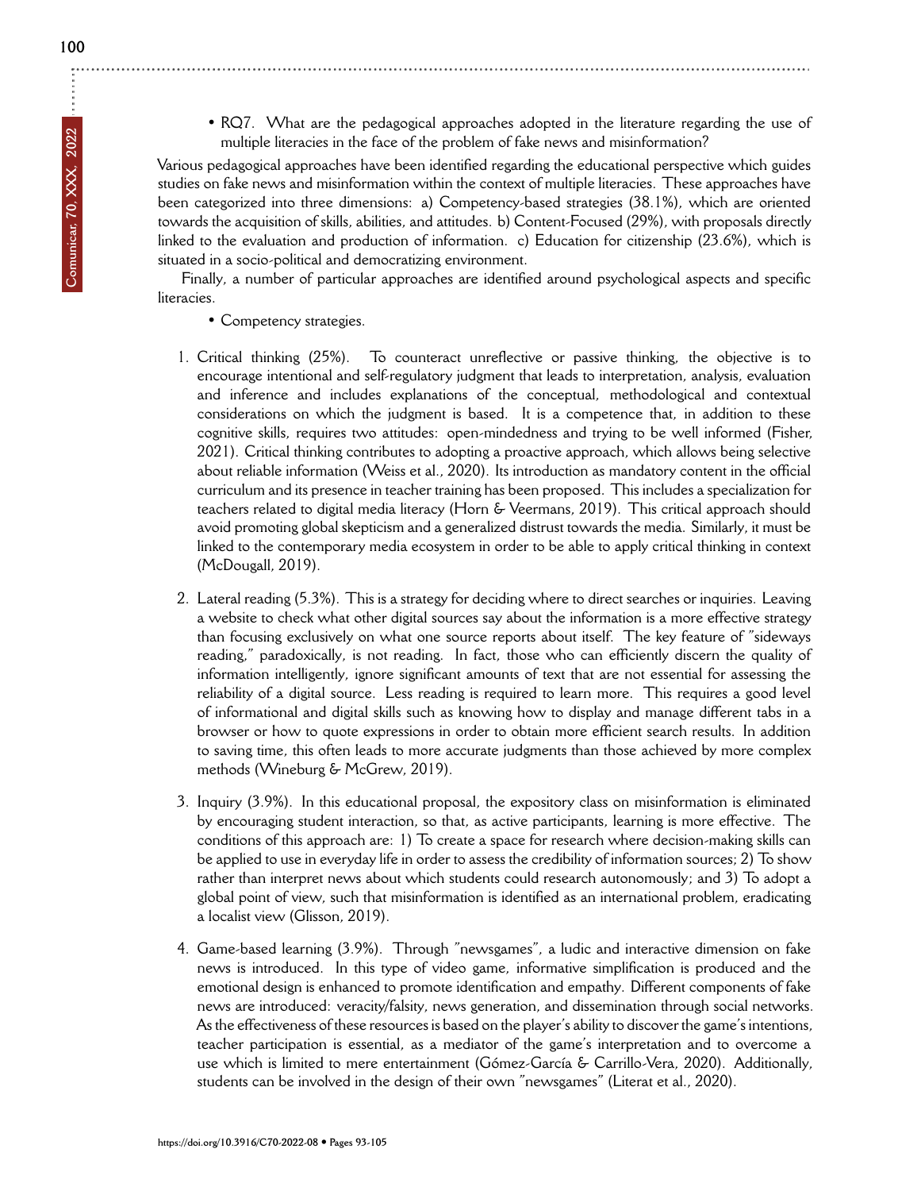- RQ7. What are the pedagogical approaches adopted in the literature regarding the use of multiple literacies in the face of the problem of fake news and misinformation?

Various pedagogical approaches have been identified regarding the educational perspective which guides studies on fake news and misinformation within the context of multiple literacies. These approaches have been categorized into three dimensions: a) Competency-based strategies (38.1%), which are oriented towards the acquisition of skills, abilities, and attitudes. b) Content-Focused (29%), with proposals directly linked to the evaluation and production of information. c) Education for citizenship (23.6%), which is situated in a socio-political and democratizing environment.

Finally, a number of particular approaches are identified around psychological aspects and specific literacies.

- Competency strategies.

1. Critical thinking (25%). To counteract unreflective or passive thinking, the objective is to encourage intentional and self-regulatory judgment that leads to interpretation, analysis, evaluation and inference and includes explanations of the conceptual, methodological and contextual considerations on which the judgment is based. It is a competence that, in addition to these cognitive skills, requires two attitudes: open-mindedness and trying to be well informed (Fisher, 2021). Critical thinking contributes to adopting a proactive approach, which allows being selective about reliable information (Weiss et al., 2020). Its introduction as mandatory content in the official curriculum and its presence in teacher training has been proposed. This includes a specialization for teachers related to digital media literacy (Horn & Veermans, 2019). This critical approach should avoid promoting global skepticism and a generalized distrust towards the media. Similarly, it must be linked to the contemporary media ecosystem in order to be able to apply critical thinking in context (McDougall, 2019).
2. Lateral reading (5.3%). This is a strategy for deciding where to direct searches or inquiries. Leaving a website to check what other digital sources say about the information is a more effective strategy than focusing exclusively on what one source reports about itself. The key feature of "sideways reading," paradoxically, is not reading. In fact, those who can efficiently discern the quality of information intelligently, ignore significant amounts of text that are not essential for assessing the reliability of a digital source. Less reading is required to learn more. This requires a good level of informational and digital skills such as knowing how to display and manage different tabs in a browser or how to quote expressions in order to obtain more efficient search results. In addition to saving time, this often leads to more accurate judgments than those achieved by more complex methods (Wineburg & McGrew, 2019).
3. Inquiry (3.9%). In this educational proposal, the expository class on misinformation is eliminated by encouraging student interaction, so that, as active participants, learning is more effective. The conditions of this approach are: 1) To create a space for research where decision-making skills can be applied to use in everyday life in order to assess the credibility of information sources; 2) To show rather than interpret news about which students could research autonomously; and 3) To adopt a global point of view, such that misinformation is identified as an international problem, eradicating a localist view (Glisson, 2019).
4. Game-based learning (3.9%). Through "newsgames", a ludic and interactive dimension on fake news is introduced. In this type of video game, informative simplification is produced and the emotional design is enhanced to promote identification and empathy. Different components of fake news are introduced: veracity/falsity, news generation, and dissemination through social networks. As the effectiveness of these resources is based on the player's ability to discover the game's intentions, teacher participation is essential, as a mediator of the game's interpretation and to overcome a use which is limited to mere entertainment (Gómez-García & Carrillo-Vera, 2020). Additionally, students can be involved in the design of their own "newsgames" (Literat et al., 2020).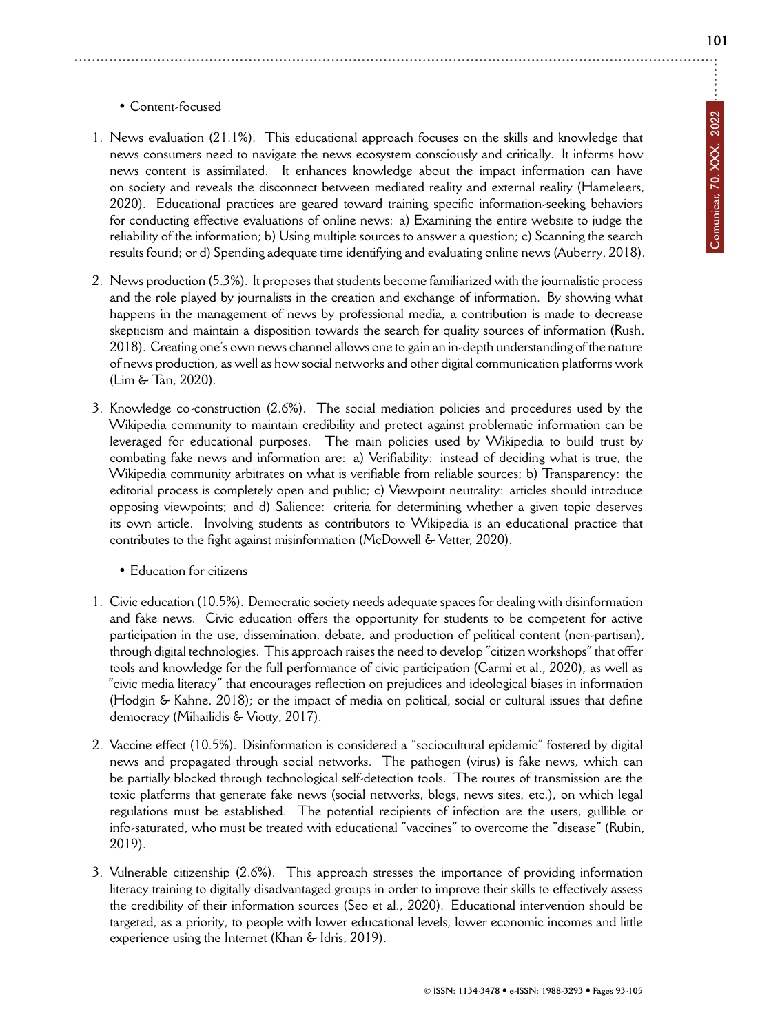- Content-focused

1. News evaluation (21.1%). This educational approach focuses on the skills and knowledge that news consumers need to navigate the news ecosystem consciously and critically. It informs how news content is assimilated. It enhances knowledge about the impact information can have on society and reveals the disconnect between mediated reality and external reality (Hameleers, 2020). Educational practices are geared toward training specific information-seeking behaviors for conducting effective evaluations of online news: a) Examining the entire website to judge the reliability of the information; b) Using multiple sources to answer a question; c) Scanning the search results found; or d) Spending adequate time identifying and evaluating online news (Auberry, 2018).

2. News production (5.3%). It proposes that students become familiarized with the journalistic process and the role played by journalists in the creation and exchange of information. By showing what happens in the management of news by professional media, a contribution is made to decrease skepticism and maintain a disposition towards the search for quality sources of information (Rush, 2018). Creating one's own news channel allows one to gain an in-depth understanding of the nature of news production, as well as how social networks and other digital communication platforms work (Lim & Tan, 2020).

3. Knowledge co-construction (2.6%). The social mediation policies and procedures used by the Wikipedia community to maintain credibility and protect against problematic information can be leveraged for educational purposes. The main policies used by Wikipedia to build trust by combating fake news and information are: a) Verifiability: instead of deciding what is true, the Wikipedia community arbitrates on what is verifiable from reliable sources; b) Transparency: the editorial process is completely open and public; c) Viewpoint neutrality: articles should introduce opposing viewpoints; and d) Salience: criteria for determining whether a given topic deserves its own article. Involving students as contributors to Wikipedia is an educational practice that contributes to the fight against misinformation (McDowell & Vetter, 2020).

- Education for citizens

1. Civic education (10.5%). Democratic society needs adequate spaces for dealing with disinformation and fake news. Civic education offers the opportunity for students to be competent for active participation in the use, dissemination, debate, and production of political content (non-partisan), through digital technologies. This approach raises the need to develop "citizen workshops" that offer tools and knowledge for the full performance of civic participation (Carmi et al., 2020); as well as "civic media literacy" that encourages reflection on prejudices and ideological biases in information (Hodgin & Kahne, 2018); or the impact of media on political, social or cultural issues that define democracy (Mihailidis & Viotty, 2017).

2. Vaccine effect (10.5%). Disinformation is considered a "sociocultural epidemic" fostered by digital news and propagated through social networks. The pathogen (virus) is fake news, which can be partially blocked through technological self-detection tools. The routes of transmission are the toxic platforms that generate fake news (social networks, blogs, news sites, etc.), on which legal regulations must be established. The potential recipients of infection are the users, gullible or info-saturated, who must be treated with educational "vaccines" to overcome the "disease" (Rubin, 2019).

3. Vulnerable citizenship (2.6%). This approach stresses the importance of providing information literacy training to digitally disadvantaged groups in order to improve their skills to effectively assess the credibility of their information sources (Seo et al., 2020). Educational intervention should be targeted, as a priority, to people with lower educational levels, lower economic incomes and little experience using the Internet (Khan & Idris, 2019).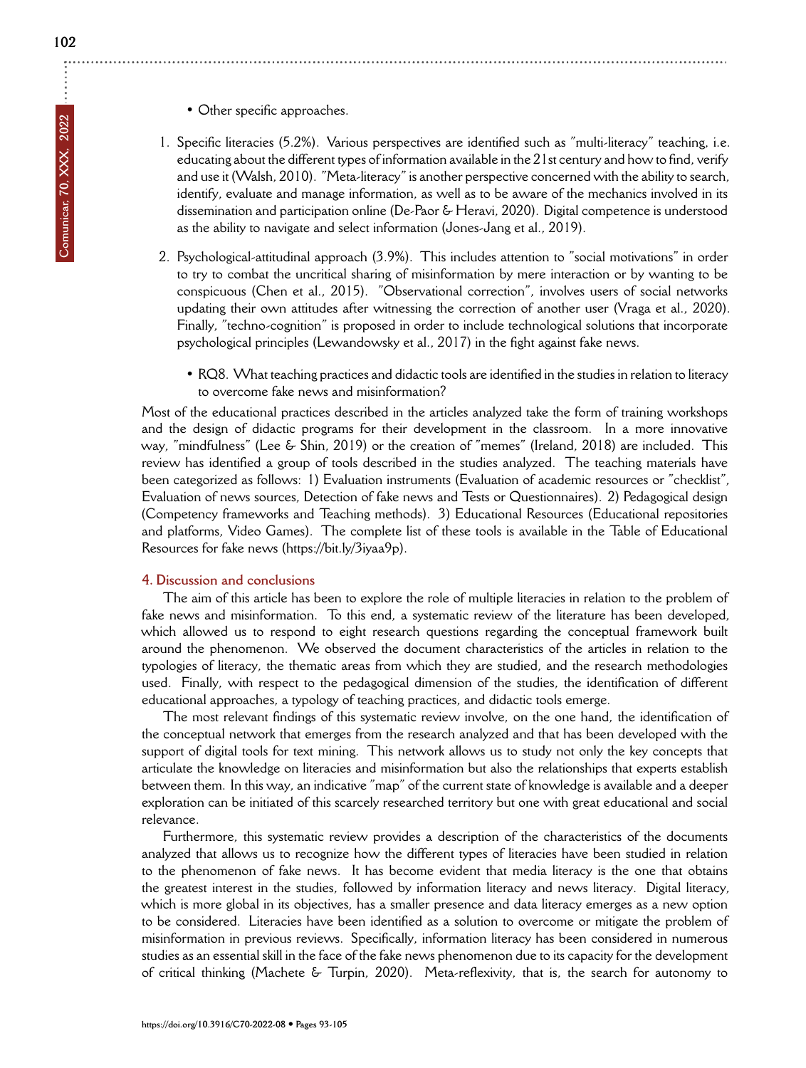- Other specific approaches.

1. Specific literacies (5.2%). Various perspectives are identified such as "multi-literacy" teaching, i.e. educating about the different types of information available in the 21st century and how to find, verify and use it (Walsh, 2010). "Meta-literacy" is another perspective concerned with the ability to search, identify, evaluate and manage information, as well as to be aware of the mechanics involved in its dissemination and participation online (De-Paor & Heravi, 2020). Digital competence is understood as the ability to navigate and select information (Jones-Jang et al., 2019).

2. Psychological-attitudinal approach (3.9%). This includes attention to "social motivations" in order to try to combat the uncritical sharing of misinformation by mere interaction or by wanting to be conspicuous (Chen et al., 2015). "Observational correction", involves users of social networks updating their own attitudes after witnessing the correction of another user (Vraga et al., 2020). Finally, "techno-cognition" is proposed in order to include technological solutions that incorporate psychological principles (Lewandowsky et al., 2017) in the fight against fake news.

   - RQ8. What teaching practices and didactic tools are identified in the studies in relation to literacy to overcome fake news and misinformation?

Most of the educational practices described in the articles analyzed take the form of training workshops and the design of didactic programs for their development in the classroom. In a more innovative way, "mindfulness" (Lee & Shin, 2019) or the creation of "memes" (Ireland, 2018) are included. This review has identified a group of tools described in the studies analyzed. The teaching materials have been categorized as follows: 1) Evaluation instruments (Evaluation of academic resources or "checklist", Evaluation of news sources, Detection of fake news and Tests or Questionnaires). 2) Pedagogical design (Competency frameworks and Teaching methods). 3) Educational Resources (Educational repositories and platforms, Video Games). The complete list of these tools is available in the Table of Educational Resources for fake news (https://bit.ly/3iyaa9p).

## 4. Discussion and conclusions

The aim of this article has been to explore the role of multiple literacies in relation to the problem of fake news and misinformation. To this end, a systematic review of the literature has been developed, which allowed us to respond to eight research questions regarding the conceptual framework built around the phenomenon. We observed the document characteristics of the articles in relation to the typologies of literacy, the thematic areas from which they are studied, and the research methodologies used. Finally, with respect to the pedagogical dimension of the studies, the identification of different educational approaches, a typology of teaching practices, and didactic tools emerge.

The most relevant findings of this systematic review involve, on the one hand, the identification of the conceptual network that emerges from the research analyzed and that has been developed with the support of digital tools for text mining. This network allows us to study not only the key concepts that articulate the knowledge on literacies and misinformation but also the relationships that experts establish between them. In this way, an indicative "map" of the current state of knowledge is available and a deeper exploration can be initiated of this scarcely researched territory but one with great educational and social relevance.

Furthermore, this systematic review provides a description of the characteristics of the documents analyzed that allows us to recognize how the different types of literacies have been studied in relation to the phenomenon of fake news. It has become evident that media literacy is the one that obtains the greatest interest in the studies, followed by information literacy and news literacy. Digital literacy, which is more global in its objectives, has a smaller presence and data literacy emerges as a new option to be considered. Literacies have been identified as a solution to overcome or mitigate the problem of misinformation in previous reviews. Specifically, information literacy has been considered in numerous studies as an essential skill in the face of the fake news phenomenon due to its capacity for the development of critical thinking (Machete & Turpin, 2020). Meta-reflexivity, that is, the search for autonomy to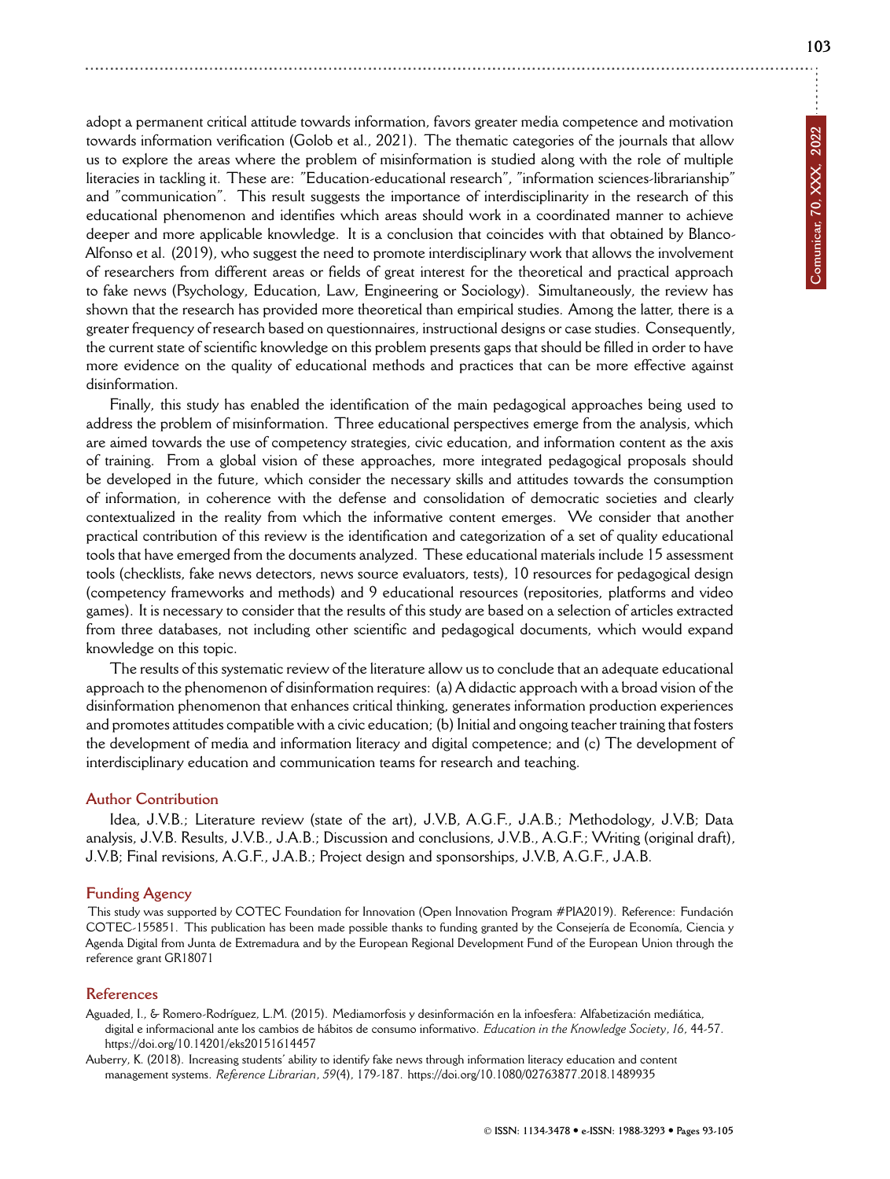adopt a permanent critical attitude towards information, favors greater media competence and motivation towards information verification (Golob et al., 2021). The thematic categories of the journals that allow us to explore the areas where the problem of misinformation is studied along with the role of multiple literacies in tackling it. These are: "Education-educational research", "information sciences-librarianship" and "communication". This result suggests the importance of interdisciplinarity in the research of this educational phenomenon and identifies which areas should work in a coordinated manner to achieve deeper and more applicable knowledge. It is a conclusion that coincides with that obtained by Blanco-Alfonso et al. (2019), who suggest the need to promote interdisciplinary work that allows the involvement of researchers from different areas or fields of great interest for the theoretical and practical approach to fake news (Psychology, Education, Law, Engineering or Sociology). Simultaneously, the review has shown that the research has provided more theoretical than empirical studies. Among the latter, there is a greater frequency of research based on questionnaires, instructional designs or case studies. Consequently, the current state of scientific knowledge on this problem presents gaps that should be filled in order to have more evidence on the quality of educational methods and practices that can be more effective against disinformation.

Finally, this study has enabled the identification of the main pedagogical approaches being used to address the problem of misinformation. Three educational perspectives emerge from the analysis, which are aimed towards the use of competency strategies, civic education, and information content as the axis of training. From a global vision of these approaches, more integrated pedagogical proposals should be developed in the future, which consider the necessary skills and attitudes towards the consumption of information, in coherence with the defense and consolidation of democratic societies and clearly contextualized in the reality from which the informative content emerges. We consider that another practical contribution of this review is the identification and categorization of a set of quality educational tools that have emerged from the documents analyzed. These educational materials include 15 assessment tools (checklists, fake news detectors, news source evaluators, tests), 10 resources for pedagogical design (competency frameworks and methods) and 9 educational resources (repositories, platforms and video games). It is necessary to consider that the results of this study are based on a selection of articles extracted from three databases, not including other scientific and pedagogical documents, which would expand knowledge on this topic.

The results of this systematic review of the literature allow us to conclude that an adequate educational approach to the phenomenon of disinformation requires: (a) A didactic approach with a broad vision of the disinformation phenomenon that enhances critical thinking, generates information production experiences and promotes attitudes compatible with a civic education; (b) Initial and ongoing teacher training that fosters the development of media and information literacy and digital competence; and (c) The development of interdisciplinary education and communication teams for research and teaching.

## Author Contribution

Idea, J.V.B.; Literature review (state of the art), J.V.B, A.G.F., J.A.B.; Methodology, J.V.B; Data analysis, J.V.B. Results, J.V.B., J.A.B.; Discussion and conclusions, J.V.B., A.G.F.; Writing (original draft), J.V.B; Final revisions, A.G.F., J.A.B.; Project design and sponsorships, J.V.B, A.G.F., J.A.B.

## Funding Agency

This study was supported by COTEC Foundation for Innovation (Open Innovation Program #PIA2019). Reference: Fundación COTEC-155851. This publication has been made possible thanks to funding granted by the Consejería de Economía, Ciencia y Agenda Digital from Junta de Extremadura and by the European Regional Development Fund of the European Union through the reference grant GR18071

## References

Aguaded, I., & Romero-Rodríguez, L.M. (2015). Mediamorfosis y desinformación en la infoesfera: Alfabetización mediática, digital e informacional ante los cambios de hábitos de consumo informativo. *Education in the Knowledge Society*, *16*, 44-57. https://doi.org/10.14201/eks20151614457

Auberry, K. (2018). Increasing students' ability to identify fake news through information literacy education and content management systems. *Reference Librarian*, *59*(4), 179-187. https://doi.org/10.1080/02763877.2018.1489935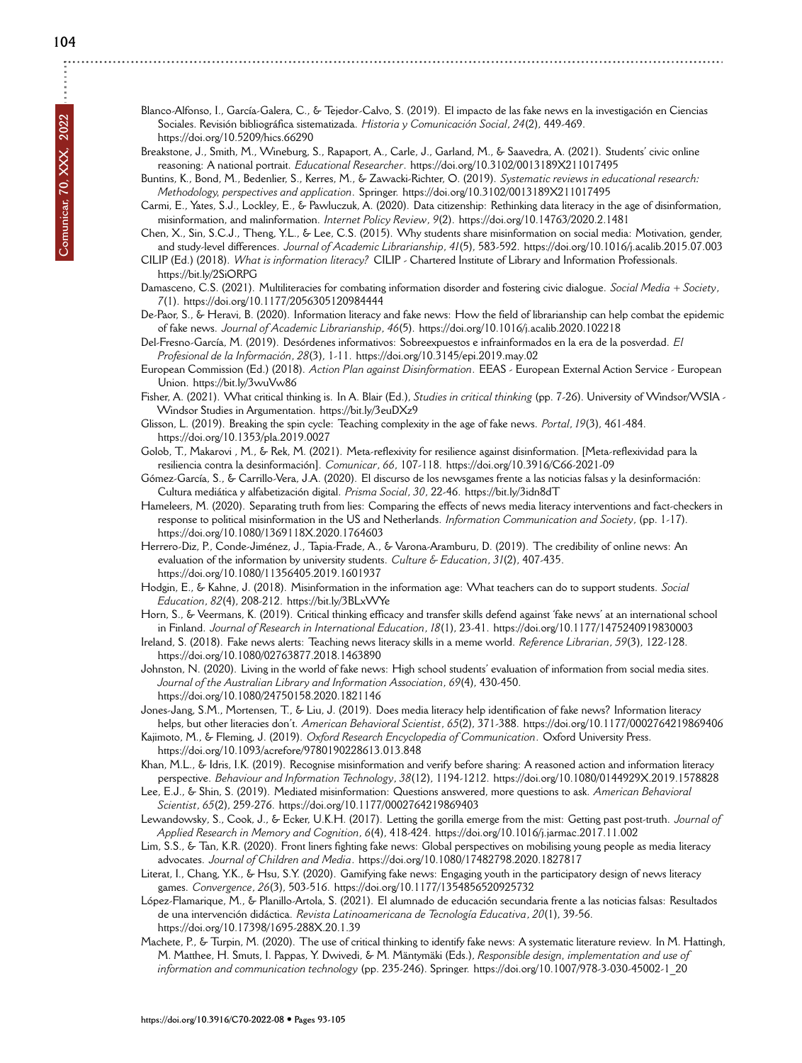Blanco-Alfonso, I., García-Galera, C., & Tejedor-Calvo, S. (2019). El impacto de las fake news en la investigación en Ciencias Sociales. Revisión bibliográfica sistematizada. *Historia y Comunicación Social*, *24*(2), 449-469. https://doi.org/10.5209/hics.66290

Breakstone, J., Smith, M., Wineburg, S., Rapaport, A., Carle, J., Garland, M., & Saavedra, A. (2021). Students' civic online reasoning: A national portrait. *Educational Researcher*. https://doi.org/10.3102/0013189X211017495

Buntins, K., Bond, M., Bedenlier, S., Kerres, M., & Zawacki-Richter, O. (2019). *Systematic reviews in educational research: Methodology, perspectives and application*. Springer. https://doi.org/10.3102/0013189X211017495

Carmi, E., Yates, S.J., Lockley, E., & Pawluczuk, A. (2020). Data citizenship: Rethinking data literacy in the age of disinformation, misinformation, and malinformation. *Internet Policy Review*, *9*(2). https://doi.org/10.14763/2020.2.1481

Chen, X., Sin, S.C.J., Theng, Y.L., & Lee, C.S. (2015). Why students share misinformation on social media: Motivation, gender, and study-level differences. *Journal of Academic Librarianship*, *41*(5), 583-592. https://doi.org/10.1016/j.acalib.2015.07.003

CILIP (Ed.) (2018). *What is information literacy?* CILIP - Chartered Institute of Library and Information Professionals. https://bit.ly/2SiORPG

Damasceno, C.S. (2021). Multiliteracies for combating information disorder and fostering civic dialogue. *Social Media + Society*, *7*(1). https://doi.org/10.1177/2056305120984444

De-Paor, S., & Heravi, B. (2020). Information literacy and fake news: How the field of librarianship can help combat the epidemic of fake news. *Journal of Academic Librarianship*, *46*(5). https://doi.org/10.1016/j.acalib.2020.102218

Del-Fresno-García, M. (2019). Desórdenes informativos: Sobreexpuestos e infrainformados en la era de la posverdad. *El Profesional de la Información*, *28*(3), 1-11. https://doi.org/10.3145/epi.2019.may.02

European Commission (Ed.) (2018). *Action Plan against Disinformation*. EEAS - European External Action Service - European Union. https://bit.ly/3wuVw86

Fisher, A. (2021). What critical thinking is. In A. Blair (Ed.), *Studies in critical thinking* (pp. 7-26). University of Windsor/WSIA - Windsor Studies in Argumentation. https://bit.ly/3euDXz9

Glisson, L. (2019). Breaking the spin cycle: Teaching complexity in the age of fake news. *Portal*, *19*(3), 461-484. https://doi.org/10.1353/pla.2019.0027

Golob, T., Makarovi , M., & Rek, M. (2021). Meta-reflexivity for resilience against disinformation. [Meta-reflexividad para la resiliencia contra la desinformación]. *Comunicar*, *66*, 107-118. https://doi.org/10.3916/C66-2021-09

Gómez-García, S., & Carrillo-Vera, J.A. (2020). El discurso de los newsgames frente a las noticias falsas y la desinformación: Cultura mediática y alfabetización digital. *Prisma Social*, *30*, 22-46. https://bit.ly/3idn8dT

Hameleers, M. (2020). Separating truth from lies: Comparing the effects of news media literacy interventions and fact-checkers in response to political misinformation in the US and Netherlands. *Information Communication and Society*, (pp. 1-17). https://doi.org/10.1080/1369118X.2020.1764603

Herrero-Diz, P., Conde-Jiménez, J., Tapia-Frade, A., & Varona-Aramburu, D. (2019). The credibility of online news: An evaluation of the information by university students. *Culture & Education*, *31*(2), 407-435. https://doi.org/10.1080/11356405.2019.1601937

Hodgin, E., & Kahne, J. (2018). Misinformation in the information age: What teachers can do to support students. *Social Education*, *82*(4), 208-212. https://bit.ly/3BLxWYe

Horn, S., & Veermans, K. (2019). Critical thinking efficacy and transfer skills defend against 'fake news' at an international school in Finland. *Journal of Research in International Education*, *18*(1), 23-41. https://doi.org/10.1177/1475240919830003

Ireland, S. (2018). Fake news alerts: Teaching news literacy skills in a meme world. *Reference Librarian*, *59*(3), 122-128. https://doi.org/10.1080/02763877.2018.1463890

Johnston, N. (2020). Living in the world of fake news: High school students' evaluation of information from social media sites. *Journal of the Australian Library and Information Association*, *69*(4), 430-450. https://doi.org/10.1080/24750158.2020.1821146

Jones-Jang, S.M., Mortensen, T., & Liu, J. (2019). Does media literacy help identification of fake news? Information literacy helps, but other literacies don't. *American Behavioral Scientist*, *65*(2), 371-388. https://doi.org/10.1177/0002764219869406

Kajimoto, M., & Fleming, J. (2019). *Oxford Research Encyclopedia of Communication*. Oxford University Press. https://doi.org/10.1093/acrefore/9780190228613.013.848

Khan, M.L., & Idris, I.K. (2019). Recognise misinformation and verify before sharing: A reasoned action and information literacy perspective. *Behaviour and Information Technology*, *38*(12), 1194-1212. https://doi.org/10.1080/0144929X.2019.1578828

Lee, E.J., & Shin, S. (2019). Mediated misinformation: Questions answered, more questions to ask. *American Behavioral Scientist*, *65*(2), 259-276. https://doi.org/10.1177/0002764219869403

Lewandowsky, S., Cook, J., & Ecker, U.K.H. (2017). Letting the gorilla emerge from the mist: Getting past post-truth. *Journal of Applied Research in Memory and Cognition*, *6*(4), 418-424. https://doi.org/10.1016/j.jarmac.2017.11.002

Lim, S.S., & Tan, K.R. (2020). Front liners fighting fake news: Global perspectives on mobilising young people as media literacy advocates. *Journal of Children and Media*. https://doi.org/10.1080/17482798.2020.1827817

Literat, I., Chang, Y.K., & Hsu, S.Y. (2020). Gamifying fake news: Engaging youth in the participatory design of news literacy games. *Convergence*, *26*(3), 503-516. https://doi.org/10.1177/1354856520925732

López-Flamarique, M., & Planillo-Artola, S. (2021). El alumnado de educación secundaria frente a las noticias falsas: Resultados de una intervención didáctica. *Revista Latinoamericana de Tecnología Educativa*, *20*(1), 39-56. https://doi.org/10.17398/1695-288X.20.1.39

Machete, P., & Turpin, M. (2020). The use of critical thinking to identify fake news: A systematic literature review. In M. Hattingh, M. Matthee, H. Smuts, I. Pappas, Y. Dwivedi, & M. Mäntymäki (Eds.), *Responsible design, implementation and use of information and communication technology* (pp. 235-246). Springer. https://doi.org/10.1007/978-3-030-45002-1_20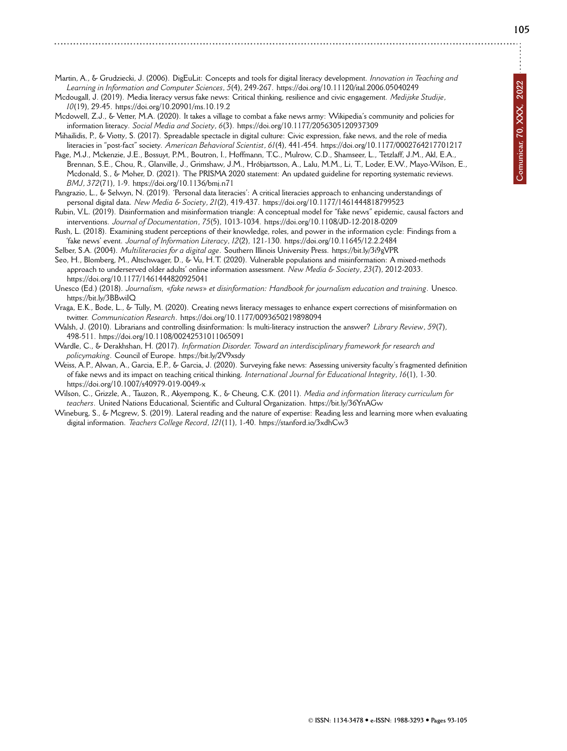Martin, A., & Grudziecki, J. (2006). DigEuLit: Concepts and tools for digital literacy development. *Innovation in Teaching and Learning in Information and Computer Sciences*, *5*(4), 249-267. https://doi.org/10.11120/ital.2006.05040249

Mcdougall, J. (2019). Media literacy versus fake news: Critical thinking, resilience and civic engagement. *Medijske Studije*, *10*(19), 29-45. https://doi.org/10.20901/ms.10.19.2

Mcdowell, Z.J., & Vetter, M.A. (2020). It takes a village to combat a fake news army: Wikipedia's community and policies for information literacy. *Social Media and Society*, *6*(3). https://doi.org/10.1177/2056305120937309

Mihailidis, P., & Viotty, S. (2017). Spreadable spectacle in digital culture: Civic expression, fake news, and the role of media literacies in "post-fact" society. *American Behavioral Scientist*, *61*(4), 441-454. https://doi.org/10.1177/0002764217701217

Page, M.J., Mckenzie, J.E., Bossuyt, P.M., Boutron, I., Hoffmann, T.C., Mulrow, C.D., Shamseer, L., Tetzlaff, J.M., Akl, E.A., Brennan, S.E., Chou, R., Glanville, J., Grimshaw, J.M., Hróbjartsson, A., Lalu, M.M., Li, T., Loder, E.W., Mayo-Wilson, E., Mcdonald, S., & Moher, D. (2021). The PRISMA 2020 statement: An updated guideline for reporting systematic reviews. *BMJ*, *372*(71), 1-9. https://doi.org/10.1136/bmj.n71

Pangrazio, L., & Selwyn, N. (2019). 'Personal data literacies': A critical literacies approach to enhancing understandings of personal digital data. *New Media & Society*, *21*(2), 419-437. https://doi.org/10.1177/1461444818799523

Rubin, V.L. (2019). Disinformation and misinformation triangle: A conceptual model for "fake news" epidemic, causal factors and interventions. *Journal of Documentation*, *75*(5), 1013-1034. https://doi.org/10.1108/JD-12-2018-0209

Rush, L. (2018). Examining student perceptions of their knowledge, roles, and power in the information cycle: Findings from a 'fake news' event. *Journal of Information Literacy*, *12*(2), 121-130. https://doi.org/10.11645/12.2.2484

Selber, S.A. (2004). *Multiliteracies for a digital age*. Southern Illinois University Press. https://bit.ly/3i9gVPR

Seo, H., Blomberg, M., Altschwager, D., & Vu, H.T. (2020). Vulnerable populations and misinformation: A mixed-methods approach to underserved older adults' online information assessment. *New Media & Society*, *23*(7), 2012-2033. https://doi.org/10.1177/1461444820925041

Unesco (Ed.) (2018). *Journalism, «fake news» et disinformation: Handbook for journalism education and training*. Unesco. https://bit.ly/3BBwiIQ

Vraga, E.K., Bode, L., & Tully, M. (2020). Creating news literacy messages to enhance expert corrections of misinformation on twitter. *Communication Research*. https://doi.org/10.1177/0093650219898094

Walsh, J. (2010). Librarians and controlling disinformation: Is multi-literacy instruction the answer? *Library Review*, *59*(7), 498-511. https://doi.org/10.1108/00242531011065091

Wardle, C., & Derakhshan, H. (2017). *Information Disorder. Toward an interdisciplinary framework for research and policymaking*. Council of Europe. https://bit.ly/2V9xsdy

Weiss, A.P., Alwan, A., Garcia, E.P., & Garcia, J. (2020). Surveying fake news: Assessing university faculty's fragmented definition of fake news and its impact on teaching critical thinking. *International Journal for Educational Integrity*, *16*(1), 1-30. https://doi.org/10.1007/s40979-019-0049-x

Wilson, C., Grizzle, A., Tauzon, R., Akyempong, K., & Cheung, C.K. (2011). *Media and information literacy curriculum for teachers*. United Nations Educational, Scientific and Cultural Organization. https://bit.ly/36YnAGw

Wineburg, S., & Mcgrew, S. (2019). Lateral reading and the nature of expertise: Reading less and learning more when evaluating digital information. *Teachers College Record*, *121*(11), 1-40. https://stanford.io/3xdhCw3